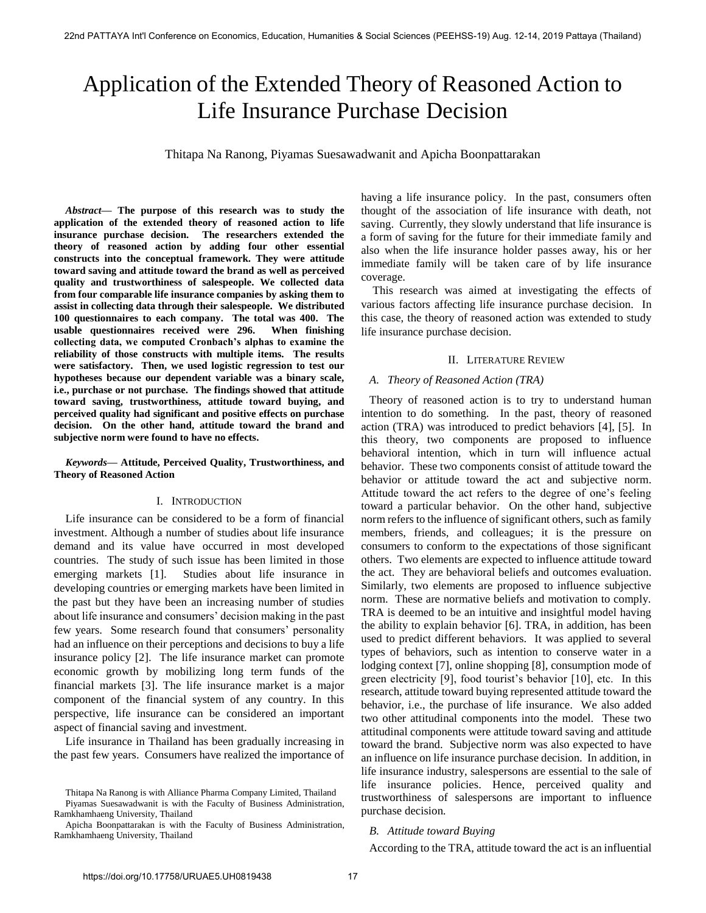# Application of the Extended Theory of Reasoned Action to Life Insurance Purchase Decision

Thitapa Na Ranong, Piyamas Suesawadwanit and Apicha Boonpattarakan

***Abstract*— The purpose of this research was to study the application of the extended theory of reasoned action to life insurance purchase decision. The researchers extended the theory of reasoned action by adding four other essential constructs into the conceptual framework. They were attitude toward saving and attitude toward the brand as well as perceived quality and trustworthiness of salespeople. We collected data from four comparable life insurance companies by asking them to assist in collecting data through their salespeople. We distributed 100 questionnaires to each company. The total was 400. The usable questionnaires received were 296. When finishing collecting data, we computed Cronbach's alphas to examine the reliability of those constructs with multiple items. The results were satisfactory. Then, we used logistic regression to test our hypotheses because our dependent variable was a binary scale, i.e., purchase or not purchase. The findings showed that attitude toward saving, trustworthiness, attitude toward buying, and perceived quality had significant and positive effects on purchase decision. On the other hand, attitude toward the brand and subjective norm were found to have no effects.**

***Keywords*— Attitude, Perceived Quality, Trustworthiness, and Theory of Reasoned Action**

## I. Introduction

Life insurance can be considered to be a form of financial investment. Although a number of studies about life insurance demand and its value have occurred in most developed countries. The study of such issue has been limited in those emerging markets [1]. Studies about life insurance in developing countries or emerging markets have been limited in the past but they have been an increasing number of studies about life insurance and consumers' decision making in the past few years. Some research found that consumers' personality had an influence on their perceptions and decisions to buy a life insurance policy [2]. The life insurance market can promote economic growth by mobilizing long term funds of the financial markets [3]. The life insurance market is a major component of the financial system of any country. In this perspective, life insurance can be considered an important aspect of financial saving and investment.

Life insurance in Thailand has been gradually increasing in the past few years. Consumers have realized the importance of having a life insurance policy. In the past, consumers often thought of the association of life insurance with death, not saving. Currently, they slowly understand that life insurance is a form of saving for the future for their immediate family and also when the life insurance holder passes away, his or her immediate family will be taken care of by life insurance coverage.

This research was aimed at investigating the effects of various factors affecting life insurance purchase decision. In this case, the theory of reasoned action was extended to study life insurance purchase decision.

Thitapa Na Ranong is with Alliance Pharma Company Limited, Thailand

Piyamas Suesawadwanit is with the Faculty of Business Administration, Ramkhamhaeng University, Thailand

Apicha Boonpattarakan is with the Faculty of Business Administration, Ramkhamhaeng University, Thailand

## II. Literature Review

### *A. Theory of Reasoned Action (TRA)*

Theory of reasoned action is to try to understand human intention to do something. In the past, theory of reasoned action (TRA) was introduced to predict behaviors [4], [5]. In this theory, two components are proposed to influence behavioral intention, which in turn will influence actual behavior. These two components consist of attitude toward the behavior or attitude toward the act and subjective norm. Attitude toward the act refers to the degree of one's feeling toward a particular behavior. On the other hand, subjective norm refers to the influence of significant others, such as family members, friends, and colleagues; it is the pressure on consumers to conform to the expectations of those significant others. Two elements are expected to influence attitude toward the act. They are behavioral beliefs and outcomes evaluation. Similarly, two elements are proposed to influence subjective norm. These are normative beliefs and motivation to comply. TRA is deemed to be an intuitive and insightful model having the ability to explain behavior [6]. TRA, in addition, has been used to predict different behaviors. It was applied to several types of behaviors, such as intention to conserve water in a lodging context [7], online shopping [8], consumption mode of green electricity [9], food tourist's behavior [10], etc. In this research, attitude toward buying represented attitude toward the behavior, i.e., the purchase of life insurance. We also added two other attitudinal components into the model. These two attitudinal components were attitude toward saving and attitude toward the brand. Subjective norm was also expected to have an influence on life insurance purchase decision. In addition, in life insurance industry, salespersons are essential to the sale of life insurance policies. Hence, perceived quality and trustworthiness of salespersons are important to influence purchase decision.

### *B. Attitude toward Buying*

According to the TRA, attitude toward the act is an influential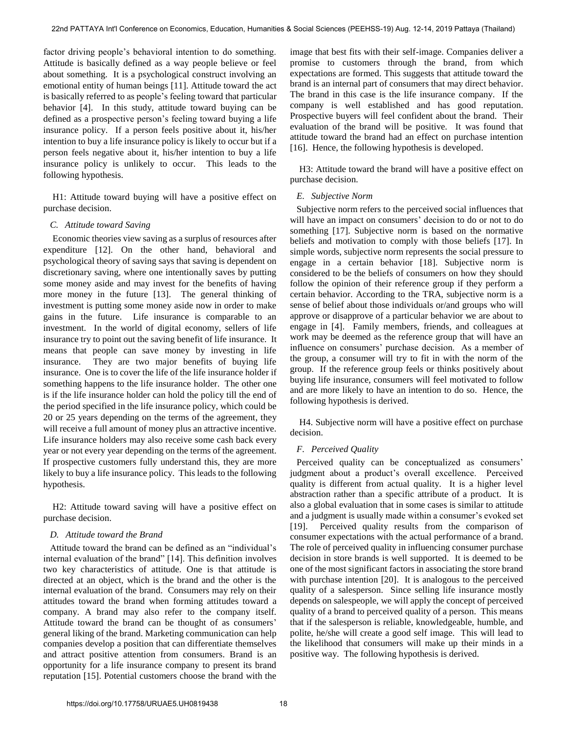factor driving people's behavioral intention to do something. Attitude is basically defined as a way people believe or feel about something. It is a psychological construct involving an emotional entity of human beings [11]. Attitude toward the act is basically referred to as people's feeling toward that particular behavior [4]. In this study, attitude toward buying can be defined as a prospective person's feeling toward buying a life insurance policy. If a person feels positive about it, his/her intention to buy a life insurance policy is likely to occur but if a person feels negative about it, his/her intention to buy a life insurance policy is unlikely to occur. This leads to the following hypothesis.

H1: Attitude toward buying will have a positive effect on purchase decision.

### *C. Attitude toward Saving*

Economic theories view saving as a surplus of resources after expenditure [12]. On the other hand, behavioral and psychological theory of saving says that saving is dependent on discretionary saving, where one intentionally saves by putting some money aside and may invest for the benefits of having more money in the future [13]. The general thinking of investment is putting some money aside now in order to make gains in the future. Life insurance is comparable to an investment. In the world of digital economy, sellers of life insurance try to point out the saving benefit of life insurance. It means that people can save money by investing in life insurance. They are two major benefits of buying life insurance. One is to cover the life of the life insurance holder if something happens to the life insurance holder. The other one is if the life insurance holder can hold the policy till the end of the period specified in the life insurance policy, which could be 20 or 25 years depending on the terms of the agreement, they will receive a full amount of money plus an attractive incentive. Life insurance holders may also receive some cash back every year or not every year depending on the terms of the agreement. If prospective customers fully understand this, they are more likely to buy a life insurance policy. This leads to the following hypothesis.

H2: Attitude toward saving will have a positive effect on purchase decision.

### *D. Attitude toward the Brand*

Attitude toward the brand can be defined as an "individual's internal evaluation of the brand" [14]. This definition involves two key characteristics of attitude. One is that attitude is directed at an object, which is the brand and the other is the internal evaluation of the brand. Consumers may rely on their attitudes toward the brand when forming attitudes toward a company. A brand may also refer to the company itself. Attitude toward the brand can be thought of as consumers' general liking of the brand. Marketing communication can help companies develop a position that can differentiate themselves and attract positive attention from consumers. Brand is an opportunity for a life insurance company to present its brand reputation [15]. Potential customers choose the brand with the image that best fits with their self-image. Companies deliver a promise to customers through the brand, from which expectations are formed. This suggests that attitude toward the brand is an internal part of consumers that may direct behavior. The brand in this case is the life insurance company. If the company is well established and has good reputation. Prospective buyers will feel confident about the brand. Their evaluation of the brand will be positive. It was found that attitude toward the brand had an effect on purchase intention [16]. Hence, the following hypothesis is developed.

H3: Attitude toward the brand will have a positive effect on purchase decision.

### *E. Subjective Norm*

Subjective norm refers to the perceived social influences that will have an impact on consumers' decision to do or not to do something [17]. Subjective norm is based on the normative beliefs and motivation to comply with those beliefs [17]. In simple words, subjective norm represents the social pressure to engage in a certain behavior [18]. Subjective norm is considered to be the beliefs of consumers on how they should follow the opinion of their reference group if they perform a certain behavior. According to the TRA, subjective norm is a sense of belief about those individuals or/and groups who will approve or disapprove of a particular behavior we are about to engage in [4]. Family members, friends, and colleagues at work may be deemed as the reference group that will have an influence on consumers' purchase decision. As a member of the group, a consumer will try to fit in with the norm of the group. If the reference group feels or thinks positively about buying life insurance, consumers will feel motivated to follow and are more likely to have an intention to do so. Hence, the following hypothesis is derived.

H4. Subjective norm will have a positive effect on purchase decision.

### *F. Perceived Quality*

Perceived quality can be conceptualized as consumers' judgment about a product's overall excellence. Perceived quality is different from actual quality. It is a higher level abstraction rather than a specific attribute of a product. It is also a global evaluation that in some cases is similar to attitude and a judgment is usually made within a consumer's evoked set [19]. Perceived quality results from the comparison of consumer expectations with the actual performance of a brand. The role of perceived quality in influencing consumer purchase decision in store brands is well supported. It is deemed to be one of the most significant factors in associating the store brand with purchase intention [20]. It is analogous to the perceived quality of a salesperson. Since selling life insurance mostly depends on salespeople, we will apply the concept of perceived quality of a brand to perceived quality of a person. This means that if the salesperson is reliable, knowledgeable, humble, and polite, he/she will create a good self image. This will lead to the likelihood that consumers will make up their minds in a positive way. The following hypothesis is derived.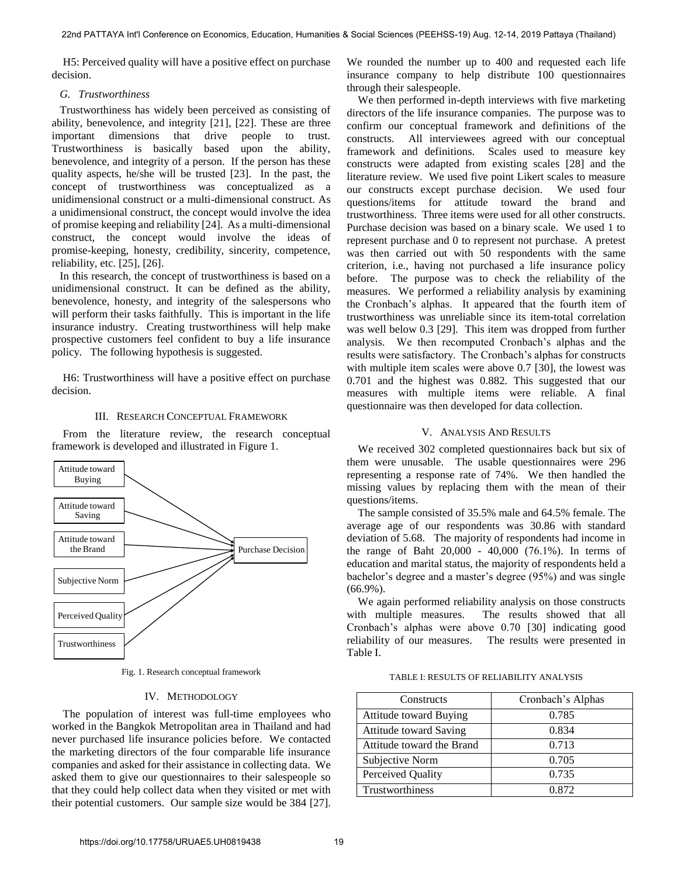H5: Perceived quality will have a positive effect on purchase decision.

### *G. Trustworthiness*

Trustworthiness has widely been perceived as consisting of ability, benevolence, and integrity [21], [22]. These are three important dimensions that drive people to trust. Trustworthiness is basically based upon the ability, benevolence, and integrity of a person. If the person has these quality aspects, he/she will be trusted [23]. In the past, the concept of trustworthiness was conceptualized as a unidimensional construct or a multi-dimensional construct. As a unidimensional construct, the concept would involve the idea of promise keeping and reliability [24]. As a multi-dimensional construct, the concept would involve the ideas of promise-keeping, honesty, credibility, sincerity, competence, reliability, etc. [25], [26].

In this research, the concept of trustworthiness is based on a unidimensional construct. It can be defined as the ability, benevolence, honesty, and integrity of the salespersons who will perform their tasks faithfully. This is important in the life insurance industry. Creating trustworthiness will help make prospective customers feel confident to buy a life insurance policy. The following hypothesis is suggested.

H6: Trustworthiness will have a positive effect on purchase decision.

## III. Research Conceptual Framework

From the literature review, the research conceptual framework is developed and illustrated in Figure 1.

Attitude toward Buying

Attitude toward Saving

Attitude toward the Brand

Subjective Norm

Perceived Quality

Trustworthiness

Purchase Decision

Fig. 1. Research conceptual framework

## IV. Methodology

The population of interest was full-time employees who worked in the Bangkok Metropolitan area in Thailand and had never purchased life insurance policies before. We contacted the marketing directors of the four comparable life insurance companies and asked for their assistance in collecting data. We asked them to give our questionnaires to their salespeople so that they could help collect data when they visited or met with their potential customers. Our sample size would be 384 [27]. We rounded the number up to 400 and requested each life insurance company to help distribute 100 questionnaires through their salespeople.

We then performed in-depth interviews with five marketing directors of the life insurance companies. The purpose was to confirm our conceptual framework and definitions of the constructs. All interviewees agreed with our conceptual framework and definitions. Scales used to measure key constructs were adapted from existing scales [28] and the literature review. We used five point Likert scales to measure our constructs except purchase decision. We used four questions/items for attitude toward the brand and trustworthiness. Three items were used for all other constructs. Purchase decision was based on a binary scale. We used 1 to represent purchase and 0 to represent not purchase. A pretest was then carried out with 50 respondents with the same criterion, i.e., having not purchased a life insurance policy before. The purpose was to check the reliability of the measures. We performed a reliability analysis by examining the Cronbach's alphas. It appeared that the fourth item of trustworthiness was unreliable since its item-total correlation was well below 0.3 [29]. This item was dropped from further analysis. We then recomputed Cronbach's alphas and the results were satisfactory. The Cronbach's alphas for constructs with multiple item scales were above 0.7 [30], the lowest was 0.701 and the highest was 0.882. This suggested that our measures with multiple items were reliable. A final questionnaire was then developed for data collection.

## V. Analysis And Results

We received 302 completed questionnaires back but six of them were unusable. The usable questionnaires were 296 representing a response rate of 74%. We then handled the missing values by replacing them with the mean of their questions/items.

The sample consisted of 35.5% male and 64.5% female. The average age of our respondents was 30.86 with standard deviation of 5.68. The majority of respondents had income in the range of Baht 20,000 - 40,000 (76.1%). In terms of education and marital status, the majority of respondents held a bachelor's degree and a master's degree (95%) and was single (66.9%).

We again performed reliability analysis on those constructs with multiple measures. The results showed that all Cronbach's alphas were above 0.70 [30] indicating good reliability of our measures. The results were presented in Table I.

TABLE I: Results of Reliability Analysis

| Constructs | Cronbach's Alphas |
|---|---|
| Attitude toward Buying | 0.785 |
| Attitude toward Saving | 0.834 |
| Attitude toward the Brand | 0.713 |
| Subjective Norm | 0.705 |
| Perceived Quality | 0.735 |
| Trustworthiness | 0.872 |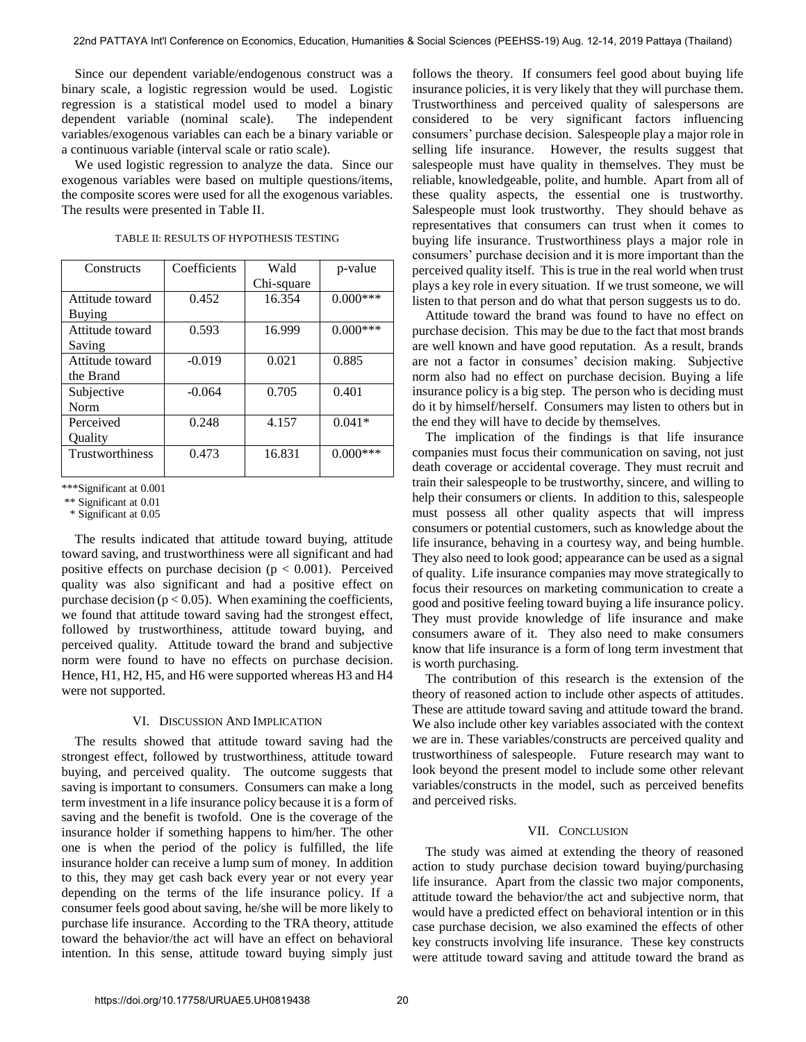Since our dependent variable/endogenous construct was a binary scale, a logistic regression would be used. Logistic regression is a statistical model used to model a binary dependent variable (nominal scale). The independent variables/exogenous variables can each be a binary variable or a continuous variable (interval scale or ratio scale).

We used logistic regression to analyze the data. Since our exogenous variables were based on multiple questions/items, the composite scores were used for all the exogenous variables. The results were presented in Table II.

TABLE II: RESULTS OF HYPOTHESIS TESTING

| Constructs | Coefficients | Wald Chi-square | p-value |
|---|---|---|---|
| Attitude toward Buying | 0.452 | 16.354 | 0.000*** |
| Attitude toward Saving | 0.593 | 16.999 | 0.000*** |
| Attitude toward the Brand | -0.019 | 0.021 | 0.885 |
| Subjective Norm | -0.064 | 0.705 | 0.401 |
| Perceived Quality | 0.248 | 4.157 | 0.041* |
| Trustworthiness | 0.473 | 16.831 | 0.000*** |

***Significant at 0.001

** Significant at 0.01

* Significant at 0.05

The results indicated that attitude toward buying, attitude toward saving, and trustworthiness were all significant and had positive effects on purchase decision ($p < 0.001$). Perceived quality was also significant and had a positive effect on purchase decision ($p < 0.05$). When examining the coefficients, we found that attitude toward saving had the strongest effect, followed by trustworthiness, attitude toward buying, and perceived quality. Attitude toward the brand and subjective norm were found to have no effects on purchase decision. Hence, H1, H2, H5, and H6 were supported whereas H3 and H4 were not supported.

## VI. Discussion And Implication

The results showed that attitude toward saving had the strongest effect, followed by trustworthiness, attitude toward buying, and perceived quality. The outcome suggests that saving is important to consumers. Consumers can make a long term investment in a life insurance policy because it is a form of saving and the benefit is twofold. One is the coverage of the insurance holder if something happens to him/her. The other one is when the period of the policy is fulfilled, the life insurance holder can receive a lump sum of money. In addition to this, they may get cash back every year or not every year depending on the terms of the life insurance policy. If a consumer feels good about saving, he/she will be more likely to purchase life insurance. According to the TRA theory, attitude toward the behavior/the act will have an effect on behavioral intention. In this sense, attitude toward buying simply just follows the theory. If consumers feel good about buying life insurance policies, it is very likely that they will purchase them. Trustworthiness and perceived quality of salespersons are considered to be very significant factors influencing consumers' purchase decision. Salespeople play a major role in selling life insurance. However, the results suggest that salespeople must have quality in themselves. They must be reliable, knowledgeable, polite, and humble. Apart from all of these quality aspects, the essential one is trustworthy. Salespeople must look trustworthy. They should behave as representatives that consumers can trust when it comes to buying life insurance. Trustworthiness plays a major role in consumers' purchase decision and it is more important than the perceived quality itself. This is true in the real world when trust plays a key role in every situation. If we trust someone, we will listen to that person and do what that person suggests us to do.

Attitude toward the brand was found to have no effect on purchase decision. This may be due to the fact that most brands are well known and have good reputation. As a result, brands are not a factor in consumes' decision making. Subjective norm also had no effect on purchase decision. Buying a life insurance policy is a big step. The person who is deciding must do it by himself/herself. Consumers may listen to others but in the end they will have to decide by themselves.

The implication of the findings is that life insurance companies must focus their communication on saving, not just death coverage or accidental coverage. They must recruit and train their salespeople to be trustworthy, sincere, and willing to help their consumers or clients. In addition to this, salespeople must possess all other quality aspects that will impress consumers or potential customers, such as knowledge about the life insurance, behaving in a courtesy way, and being humble. They also need to look good; appearance can be used as a signal of quality. Life insurance companies may move strategically to focus their resources on marketing communication to create a good and positive feeling toward buying a life insurance policy. They must provide knowledge of life insurance and make consumers aware of it. They also need to make consumers know that life insurance is a form of long term investment that is worth purchasing.

The contribution of this research is the extension of the theory of reasoned action to include other aspects of attitudes. These are attitude toward saving and attitude toward the brand. We also include other key variables associated with the context we are in. These variables/constructs are perceived quality and trustworthiness of salespeople. Future research may want to look beyond the present model to include some other relevant variables/constructs in the model, such as perceived benefits and perceived risks.

## VII. Conclusion

The study was aimed at extending the theory of reasoned action to study purchase decision toward buying/purchasing life insurance. Apart from the classic two major components, attitude toward the behavior/the act and subjective norm, that would have a predicted effect on behavioral intention or in this case purchase decision, we also examined the effects of other key constructs involving life insurance. These key constructs were attitude toward saving and attitude toward the brand as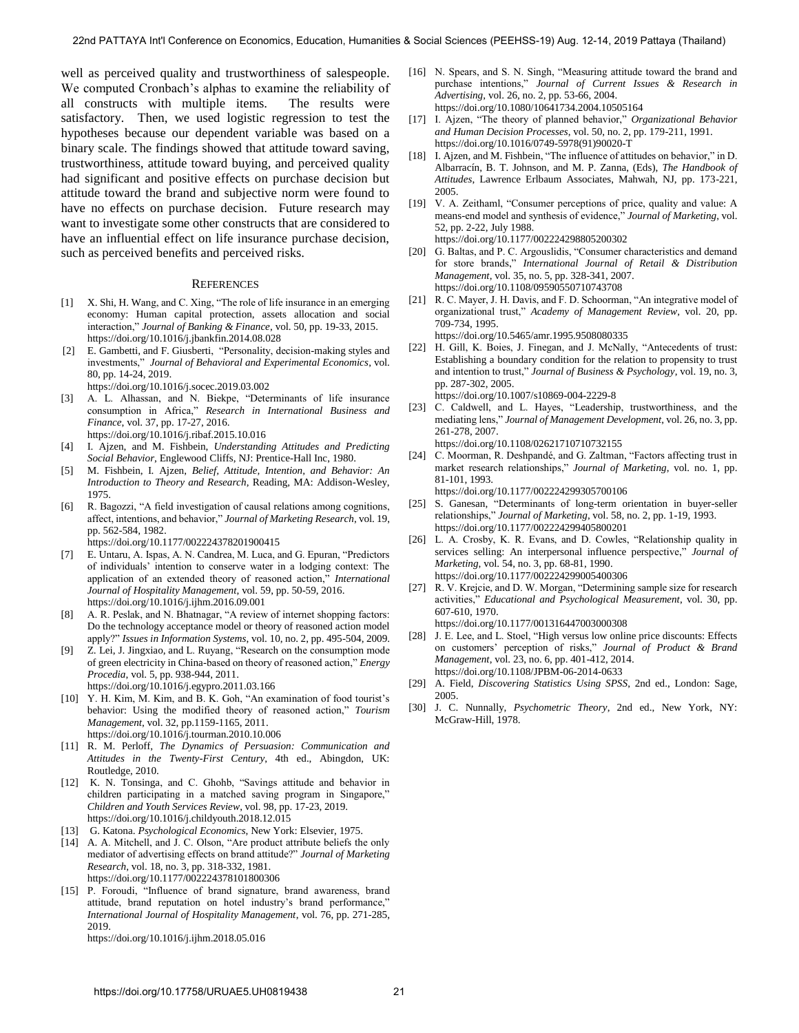well as perceived quality and trustworthiness of salespeople. We computed Cronbach's alphas to examine the reliability of all constructs with multiple items. The results were satisfactory. Then, we used logistic regression to test the hypotheses because our dependent variable was based on a binary scale. The findings showed that attitude toward saving, trustworthiness, attitude toward buying, and perceived quality had significant and positive effects on purchase decision but attitude toward the brand and subjective norm were found to have no effects on purchase decision. Future research may want to investigate some other constructs that are considered to have an influential effect on life insurance purchase decision, such as perceived benefits and perceived risks.

## References

[1] X. Shi, H. Wang, and C. Xing, "The role of life insurance in an emerging economy: Human capital protection, assets allocation and social interaction," *Journal of Banking & Finance*, vol. 50, pp. 19-33, 2015. https://doi.org/10.1016/j.jbankfin.2014.08.028

[2] E. Gambetti, and F. Giusberti, "Personality, decision-making styles and investments," *Journal of Behavioral and Experimental Economics*, vol. 80, pp. 14-24, 2019. https://doi.org/10.1016/j.socec.2019.03.002

[3] A. L. Alhassan, and N. Biekpe, "Determinants of life insurance consumption in Africa," *Research in International Business and Finance*, vol. 37, pp. 17-27, 2016. https://doi.org/10.1016/j.ribaf.2015.10.016

[4] I. Ajzen, and M. Fishbein, *Understanding Attitudes and Predicting Social Behavior*, Englewood Cliffs, NJ: Prentice-Hall Inc, 1980.

[5] M. Fishbein, I. Ajzen, *Belief, Attitude, Intention, and Behavior: An Introduction to Theory and Research*, Reading, MA: Addison-Wesley, 1975.

[6] R. Bagozzi, "A field investigation of causal relations among cognitions, affect, intentions, and behavior," *Journal of Marketing Research*, vol. 19, pp. 562-584, 1982. https://doi.org/10.1177/002224378201900415

[7] E. Untaru, A. Ispas, A. N. Candrea, M. Luca, and G. Epuran, "Predictors of individuals' intention to conserve water in a lodging context: The application of an extended theory of reasoned action," *International Journal of Hospitality Management*, vol. 59, pp. 50-59, 2016. https://doi.org/10.1016/j.ijhm.2016.09.001

[8] A. R. Peslak, and N. Bhatnagar, "A review of internet shopping factors: Do the technology acceptance model or theory of reasoned action model apply?" *Issues in Information Systems*, vol. 10, no. 2, pp. 495-504, 2009.

[9] Z. Lei, J. Jingxiao, and L. Ruyang, "Research on the consumption mode of green electricity in China-based on theory of reasoned action," *Energy Procedia*, vol. 5, pp. 938-944, 2011. https://doi.org/10.1016/j.egypro.2011.03.166

[10] Y. H. Kim, M. Kim, and B. K. Goh, "An examination of food tourist's behavior: Using the modified theory of reasoned action," *Tourism Management*, vol. 32, pp.1159-1165, 2011. https://doi.org/10.1016/j.tourman.2010.10.006

[11] R. M. Perloff, *The Dynamics of Persuasion: Communication and Attitudes in the Twenty-First Century*, 4th ed., Abingdon, UK: Routledge, 2010.

[12] K. N. Tonsinga, and C. Ghohb, "Savings attitude and behavior in children participating in a matched saving program in Singapore," *Children and Youth Services Review*, vol. 98, pp. 17-23, 2019. https://doi.org/10.1016/j.childyouth.2018.12.015

[13] G. Katona. *Psychological Economics*, New York: Elsevier, 1975.

[14] A. A. Mitchell, and J. C. Olson, "Are product attribute beliefs the only mediator of advertising effects on brand attitude?" *Journal of Marketing Research*, vol. 18, no. 3, pp. 318-332, 1981. https://doi.org/10.1177/002224378101800306

[15] P. Foroudi, "Influence of brand signature, brand awareness, brand attitude, brand reputation on hotel industry's brand performance," *International Journal of Hospitality Management*, vol. 76, pp. 271-285, 2019. https://doi.org/10.1016/j.ijhm.2018.05.016

[16] N. Spears, and S. N. Singh, "Measuring attitude toward the brand and purchase intentions," *Journal of Current Issues & Research in Advertising*, vol. 26, no. 2, pp. 53-66, 2004. https://doi.org/10.1080/10641734.2004.10505164

[17] I. Ajzen, "The theory of planned behavior," *Organizational Behavior and Human Decision Processes*, vol. 50, no. 2, pp. 179-211, 1991. https://doi.org/10.1016/0749-5978(91)90020-T

[18] I. Ajzen, and M. Fishbein, "The influence of attitudes on behavior," in D. Albarracín, B. T. Johnson, and M. P. Zanna, (Eds), *The Handbook of Attitudes*, Lawrence Erlbaum Associates, Mahwah, NJ, pp. 173-221, 2005.

[19] V. A. Zeithaml, "Consumer perceptions of price, quality and value: A means-end model and synthesis of evidence," *Journal of Marketing*, vol. 52, pp. 2-22, July 1988. https://doi.org/10.1177/002224298805200302

[20] G. Baltas, and P. C. Argouslidis, "Consumer characteristics and demand for store brands," *International Journal of Retail & Distribution Management*, vol. 35, no. 5, pp. 328-341, 2007. https://doi.org/10.1108/09590550710743708

[21] R. C. Mayer, J. H. Davis, and F. D. Schoorman, "An integrative model of organizational trust," *Academy of Management Review*, vol. 20, pp. 709-734, 1995. https://doi.org/10.5465/amr.1995.9508080335

[22] H. Gill, K. Boies, J. Finegan, and J. McNally, "Antecedents of trust: Establishing a boundary condition for the relation to propensity to trust and intention to trust," *Journal of Business & Psychology*, vol. 19, no. 3, pp. 287-302, 2005. https://doi.org/10.1007/s10869-004-2229-8

[23] C. Caldwell, and L. Hayes, "Leadership, trustworthiness, and the mediating lens," *Journal of Management Development*, vol. 26, no. 3, pp. 261-278, 2007. https://doi.org/10.1108/02621710710732155

[24] C. Moorman, R. Deshpandé, and G. Zaltman, "Factors affecting trust in market research relationships," *Journal of Marketing*, vol. no. 1, pp. 81-101, 1993. https://doi.org/10.1177/002224299305700106

[25] S. Ganesan, "Determinants of long-term orientation in buyer-seller relationships," *Journal of Marketing*, vol. 58, no. 2, pp. 1-19, 1993. https://doi.org/10.1177/002224299405800201

[26] L. A. Crosby, K. R. Evans, and D. Cowles, "Relationship quality in services selling: An interpersonal influence perspective," *Journal of Marketing*, vol. 54, no. 3, pp. 68-81, 1990. https://doi.org/10.1177/002224299005400306

[27] R. V. Krejcie, and D. W. Morgan, "Determining sample size for research activities," *Educational and Psychological Measurement*, vol. 30, pp. 607-610, 1970. https://doi.org/10.1177/001316447003000308

[28] J. E. Lee, and L. Stoel, "High versus low online price discounts: Effects on customers' perception of risks," *Journal of Product & Brand Management*, vol. 23, no. 6, pp. 401-412, 2014. https://doi.org/10.1108/JPBM-06-2014-0633

[29] A. Field, *Discovering Statistics Using SPSS*, 2nd ed., London: Sage, 2005.

[30] J. C. Nunnally, *Psychometric Theory*, 2nd ed., New York, NY: McGraw-Hill, 1978.